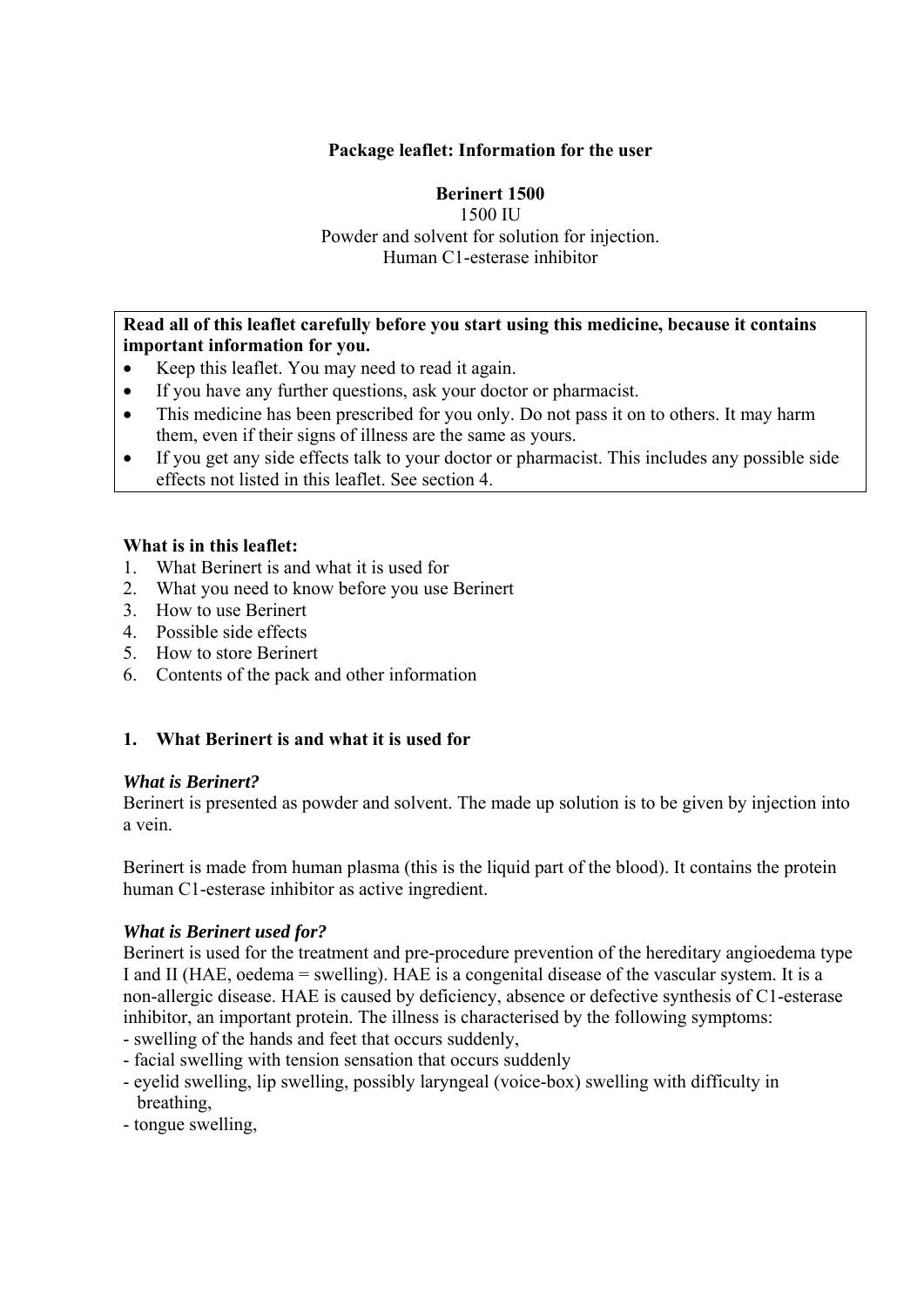**Package leaflet: Information for the user**

**Berinert 1500**
1500 IU
Powder and solvent for solution for injection.
Human C1-esterase inhibitor

**Read all of this leaflet carefully before you start using this medicine, because it contains important information for you.**

- Keep this leaflet. You may need to read it again.
- If you have any further questions, ask your doctor or pharmacist.
- This medicine has been prescribed for you only. Do not pass it on to others. It may harm them, even if their signs of illness are the same as yours.
- If you get any side effects talk to your doctor or pharmacist. This includes any possible side effects not listed in this leaflet. See section 4.

**What is in this leaflet:**

1. What Berinert is and what it is used for
2. What you need to know before you use Berinert
3. How to use Berinert
4. Possible side effects
5. How to store Berinert
6. Contents of the pack and other information

## 1. What Berinert is and what it is used for

***What is Berinert?***

Berinert is presented as powder and solvent. The made up solution is to be given by injection into a vein.

Berinert is made from human plasma (this is the liquid part of the blood). It contains the protein human C1-esterase inhibitor as active ingredient.

***What is Berinert used for?***

Berinert is used for the treatment and pre-procedure prevention of the hereditary angioedema type I and II (HAE, oedema = swelling). HAE is a congenital disease of the vascular system. It is a non-allergic disease. HAE is caused by deficiency, absence or defective synthesis of C1-esterase inhibitor, an important protein. The illness is characterised by the following symptoms:

- swelling of the hands and feet that occurs suddenly,
- facial swelling with tension sensation that occurs suddenly
- eyelid swelling, lip swelling, possibly laryngeal (voice-box) swelling with difficulty in breathing,
- tongue swelling,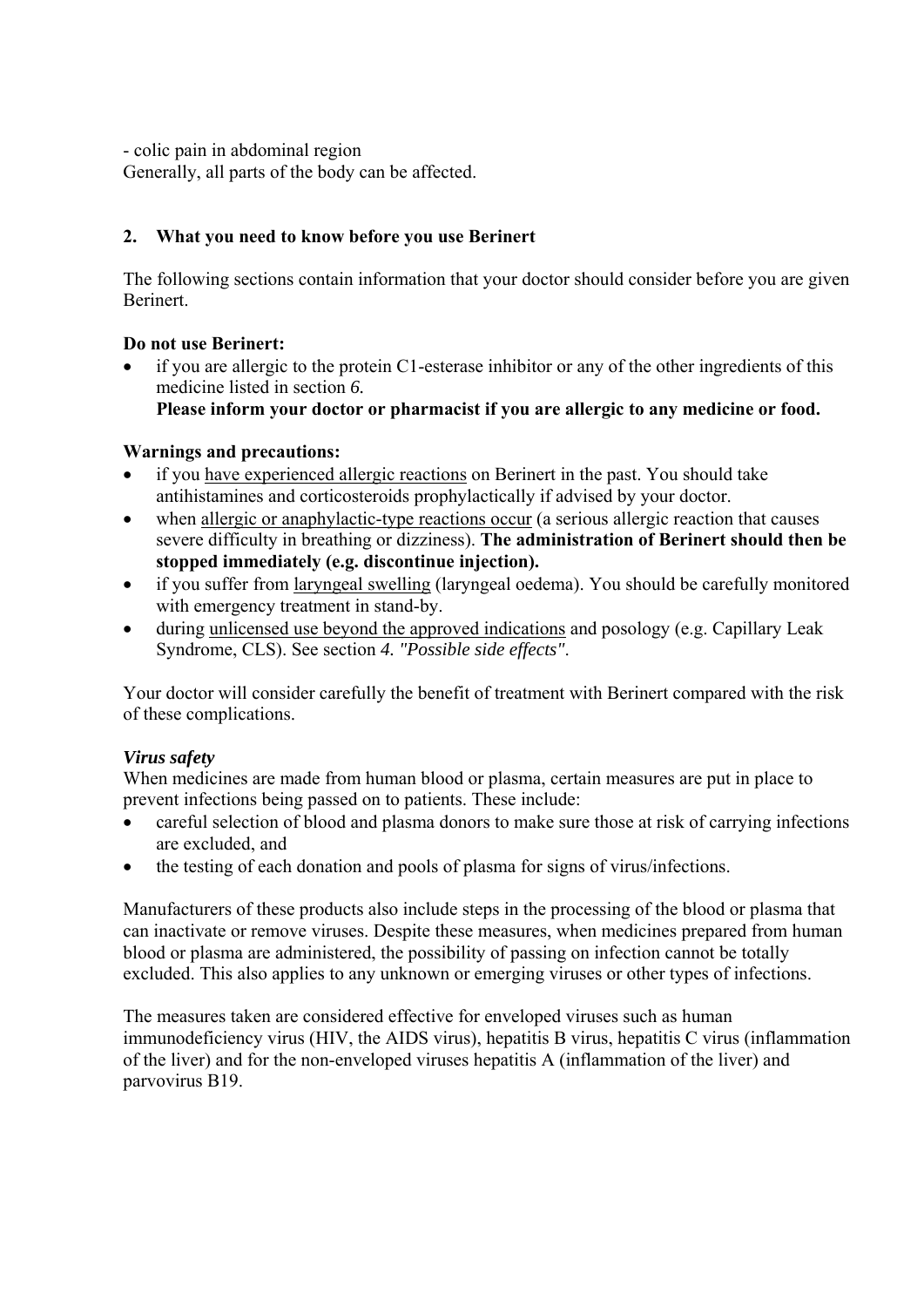- colic pain in abdominal region
Generally, all parts of the body can be affected.

## 2. What you need to know before you use Berinert

The following sections contain information that your doctor should consider before you are given Berinert.

**Do not use Berinert:**

- if you are allergic to the protein C1-esterase inhibitor or any of the other ingredients of this medicine listed in section *6.*
  **Please inform your doctor or pharmacist if you are allergic to any medicine or food.**

**Warnings and precautions:**

- if you have experienced allergic reactions on Berinert in the past. You should take antihistamines and corticosteroids prophylactically if advised by your doctor.
- when allergic or anaphylactic-type reactions occur (a serious allergic reaction that causes severe difficulty in breathing or dizziness). **The administration of Berinert should then be stopped immediately (e.g. discontinue injection).**
- if you suffer from laryngeal swelling (laryngeal oedema). You should be carefully monitored with emergency treatment in stand-by.
- during unlicensed use beyond the approved indications and posology (e.g. Capillary Leak Syndrome, CLS). See section *4. "Possible side effects"*.

Your doctor will consider carefully the benefit of treatment with Berinert compared with the risk of these complications.

***Virus safety***

When medicines are made from human blood or plasma, certain measures are put in place to prevent infections being passed on to patients. These include:

- careful selection of blood and plasma donors to make sure those at risk of carrying infections are excluded, and
- the testing of each donation and pools of plasma for signs of virus/infections.

Manufacturers of these products also include steps in the processing of the blood or plasma that can inactivate or remove viruses. Despite these measures, when medicines prepared from human blood or plasma are administered, the possibility of passing on infection cannot be totally excluded. This also applies to any unknown or emerging viruses or other types of infections.

The measures taken are considered effective for enveloped viruses such as human immunodeficiency virus (HIV, the AIDS virus), hepatitis B virus, hepatitis C virus (inflammation of the liver) and for the non-enveloped viruses hepatitis A (inflammation of the liver) and parvovirus B19.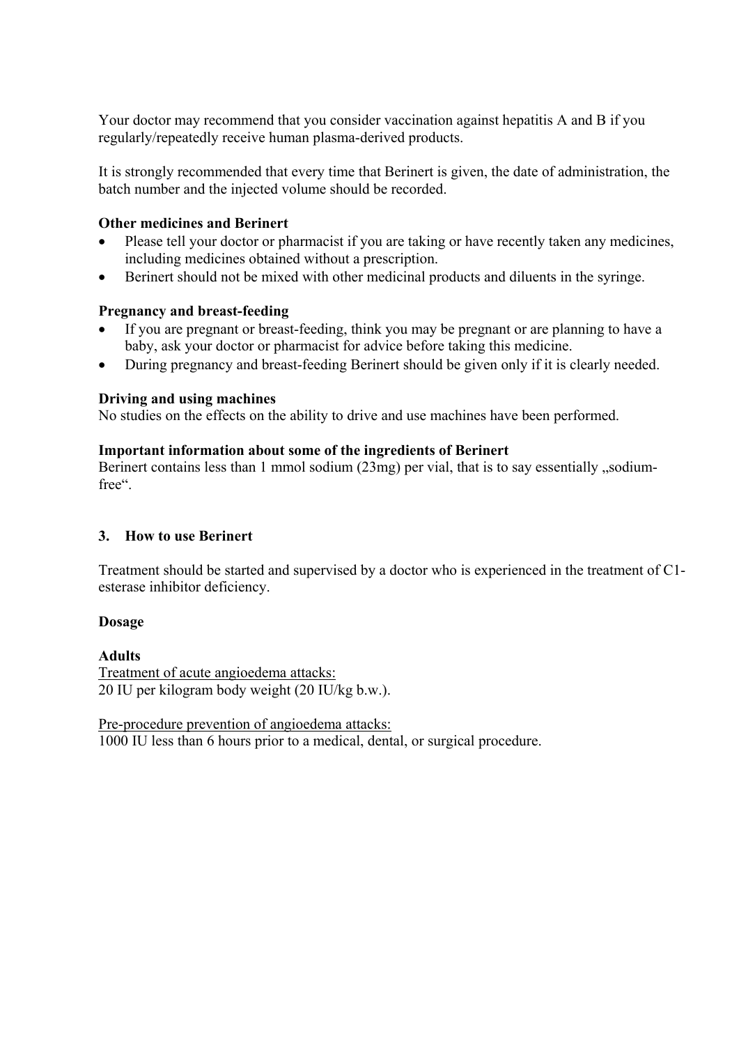Your doctor may recommend that you consider vaccination against hepatitis A and B if you regularly/repeatedly receive human plasma-derived products.

It is strongly recommended that every time that Berinert is given, the date of administration, the batch number and the injected volume should be recorded.

**Other medicines and Berinert**

- Please tell your doctor or pharmacist if you are taking or have recently taken any medicines, including medicines obtained without a prescription.
- Berinert should not be mixed with other medicinal products and diluents in the syringe.

**Pregnancy and breast-feeding**

- If you are pregnant or breast-feeding, think you may be pregnant or are planning to have a baby, ask your doctor or pharmacist for advice before taking this medicine.
- During pregnancy and breast-feeding Berinert should be given only if it is clearly needed.

**Driving and using machines**

No studies on the effects on the ability to drive and use machines have been performed.

**Important information about some of the ingredients of Berinert**

Berinert contains less than 1 mmol sodium (23mg) per vial, that is to say essentially „sodium-free".

## 3. How to use Berinert

Treatment should be started and supervised by a doctor who is experienced in the treatment of C1-esterase inhibitor deficiency.

**Dosage**

**Adults**

<u>Treatment of acute angioedema attacks:</u>
20 IU per kilogram body weight (20 IU/kg b.w.).

<u>Pre-procedure prevention of angioedema attacks:</u>
1000 IU less than 6 hours prior to a medical, dental, or surgical procedure.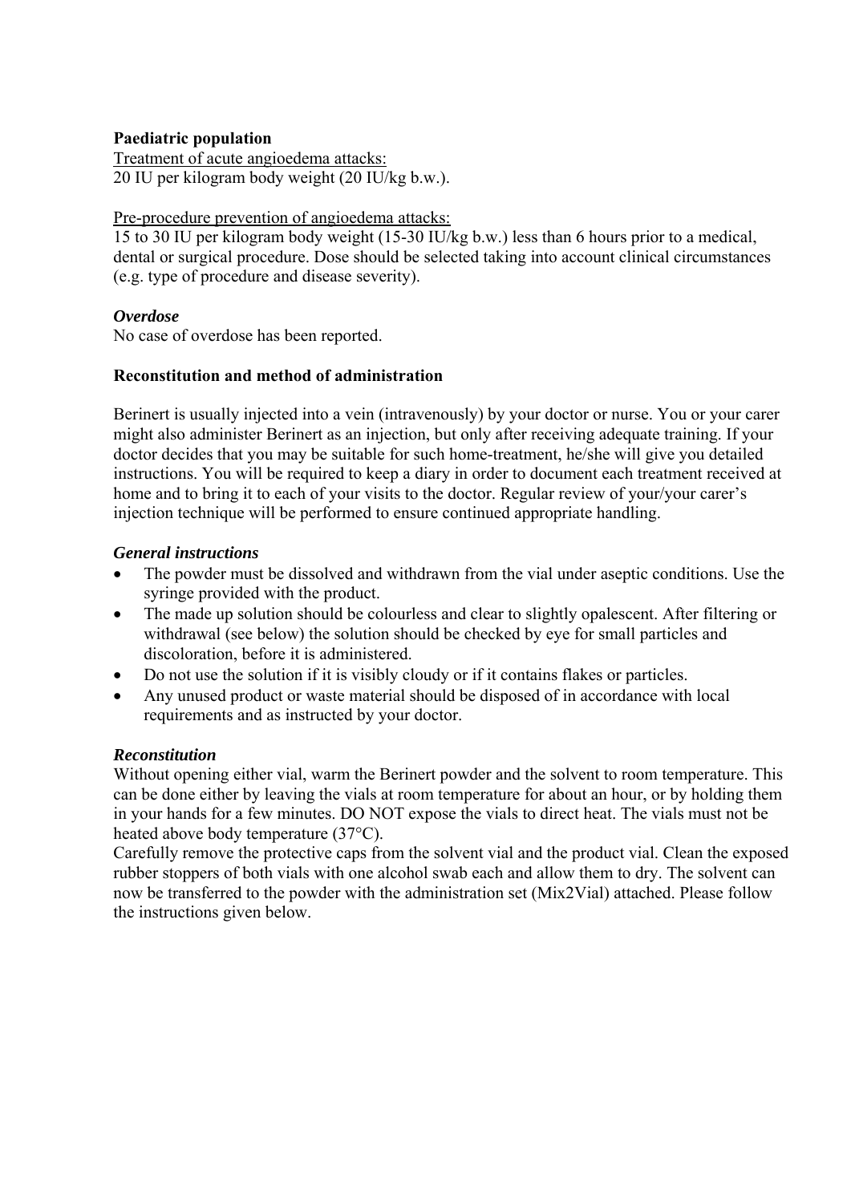**Paediatric population**

Treatment of acute angioedema attacks:
20 IU per kilogram body weight (20 IU/kg b.w.).

Pre-procedure prevention of angioedema attacks:
15 to 30 IU per kilogram body weight (15-30 IU/kg b.w.) less than 6 hours prior to a medical, dental or surgical procedure. Dose should be selected taking into account clinical circumstances (e.g. type of procedure and disease severity).

***Overdose***

No case of overdose has been reported.

**Reconstitution and method of administration**

Berinert is usually injected into a vein (intravenously) by your doctor or nurse. You or your carer might also administer Berinert as an injection, but only after receiving adequate training. If your doctor decides that you may be suitable for such home-treatment, he/she will give you detailed instructions. You will be required to keep a diary in order to document each treatment received at home and to bring it to each of your visits to the doctor. Regular review of your/your carer's injection technique will be performed to ensure continued appropriate handling.

***General instructions***

- The powder must be dissolved and withdrawn from the vial under aseptic conditions. Use the syringe provided with the product.
- The made up solution should be colourless and clear to slightly opalescent. After filtering or withdrawal (see below) the solution should be checked by eye for small particles and discoloration, before it is administered.
- Do not use the solution if it is visibly cloudy or if it contains flakes or particles.
- Any unused product or waste material should be disposed of in accordance with local requirements and as instructed by your doctor.

***Reconstitution***

Without opening either vial, warm the Berinert powder and the solvent to room temperature. This can be done either by leaving the vials at room temperature for about an hour, or by holding them in your hands for a few minutes. DO NOT expose the vials to direct heat. The vials must not be heated above body temperature (37°C).
Carefully remove the protective caps from the solvent vial and the product vial. Clean the exposed rubber stoppers of both vials with one alcohol swab each and allow them to dry. The solvent can now be transferred to the powder with the administration set (Mix2Vial) attached. Please follow the instructions given below.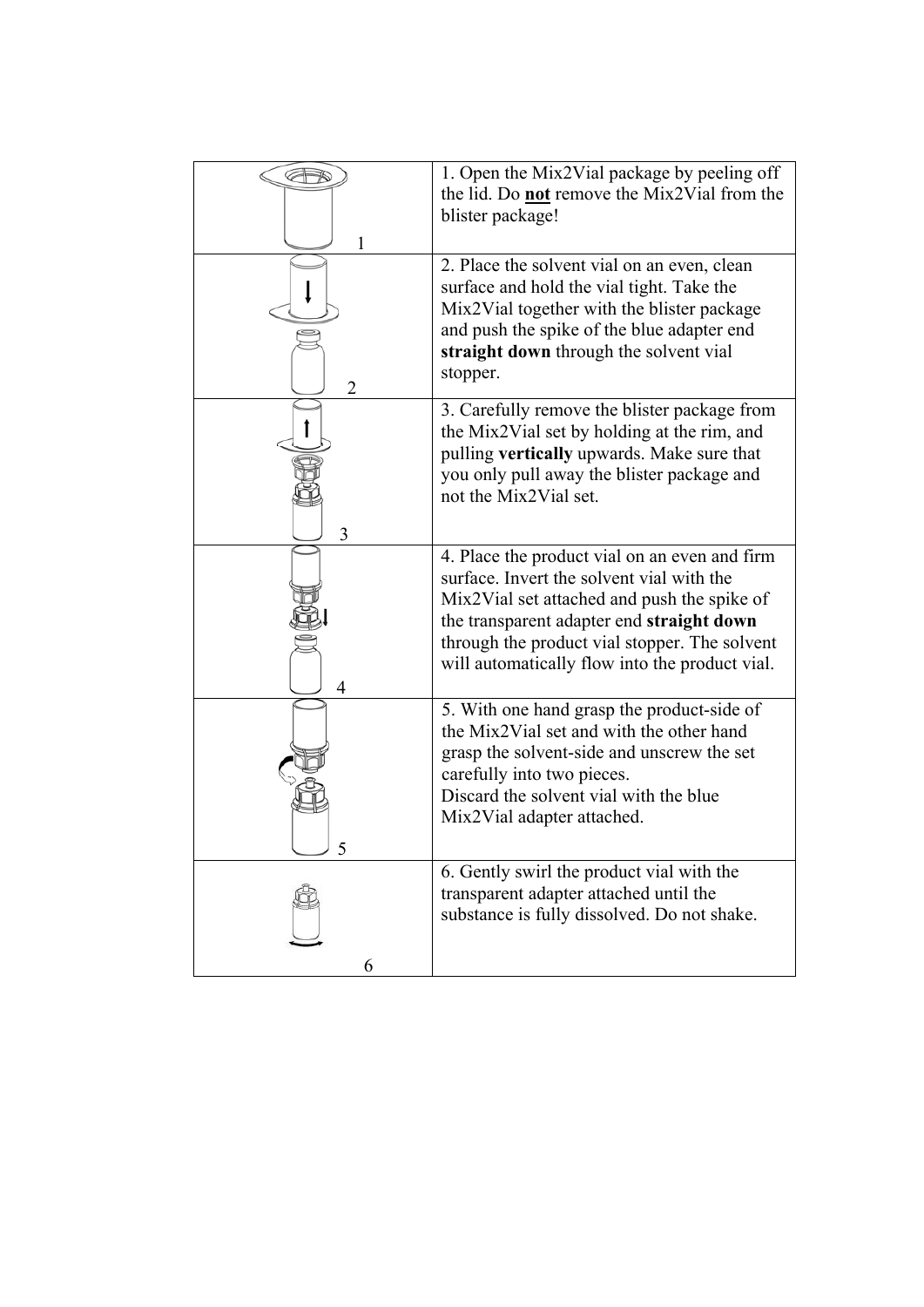| | |
|---|---|
| 1 | 1. Open the Mix2Vial package by peeling off the lid. Do **not** remove the Mix2Vial from the blister package! |
| 2 | 2. Place the solvent vial on an even, clean surface and hold the vial tight. Take the Mix2Vial together with the blister package and push the spike of the blue adapter end **straight down** through the solvent vial stopper. |
| 3 | 3. Carefully remove the blister package from the Mix2Vial set by holding at the rim, and pulling **vertically** upwards. Make sure that you only pull away the blister package and not the Mix2Vial set. |
| 4 | 4. Place the product vial on an even and firm surface. Invert the solvent vial with the Mix2Vial set attached and push the spike of the transparent adapter end **straight down** through the product vial stopper. The solvent will automatically flow into the product vial. |
| 5 | 5. With one hand grasp the product-side of the Mix2Vial set and with the other hand grasp the solvent-side and unscrew the set carefully into two pieces.<br>Discard the solvent vial with the blue Mix2Vial adapter attached. |
| 6 | 6. Gently swirl the product vial with the transparent adapter attached until the substance is fully dissolved. Do not shake. |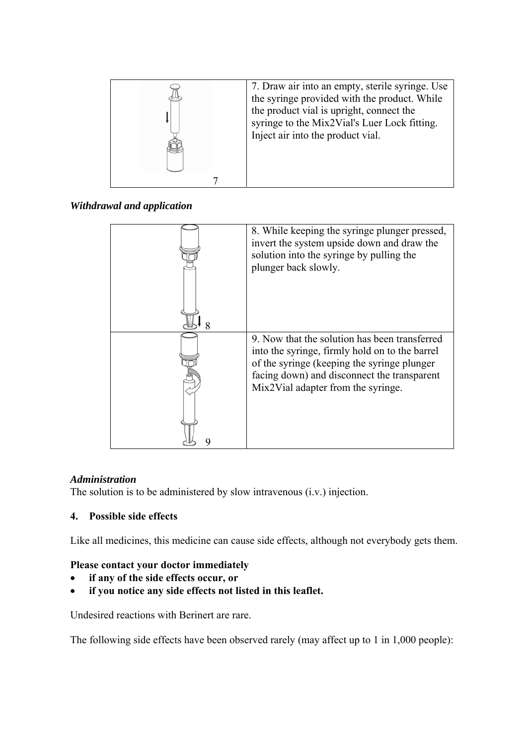| | |
|---|---|
| 7 | 7. Draw air into an empty, sterile syringe. Use the syringe provided with the product. While the product vial is upright, connect the syringe to the Mix2Vial's Luer Lock fitting. Inject air into the product vial. |

***Withdrawal and application***

| | |
|---|---|
| 8 | 8. While keeping the syringe plunger pressed, invert the system upside down and draw the solution into the syringe by pulling the plunger back slowly. |
| 9 | 9. Now that the solution has been transferred into the syringe, firmly hold on to the barrel of the syringe (keeping the syringe plunger facing down) and disconnect the transparent Mix2Vial adapter from the syringe. |

***Administration***

The solution is to be administered by slow intravenous (i.v.) injection.

**4. Possible side effects**

Like all medicines, this medicine can cause side effects, although not everybody gets them.

**Please contact your doctor immediately**

- **if any of the side effects occur, or**
- **if you notice any side effects not listed in this leaflet.**

Undesired reactions with Berinert are rare.

The following side effects have been observed rarely (may affect up to 1 in 1,000 people):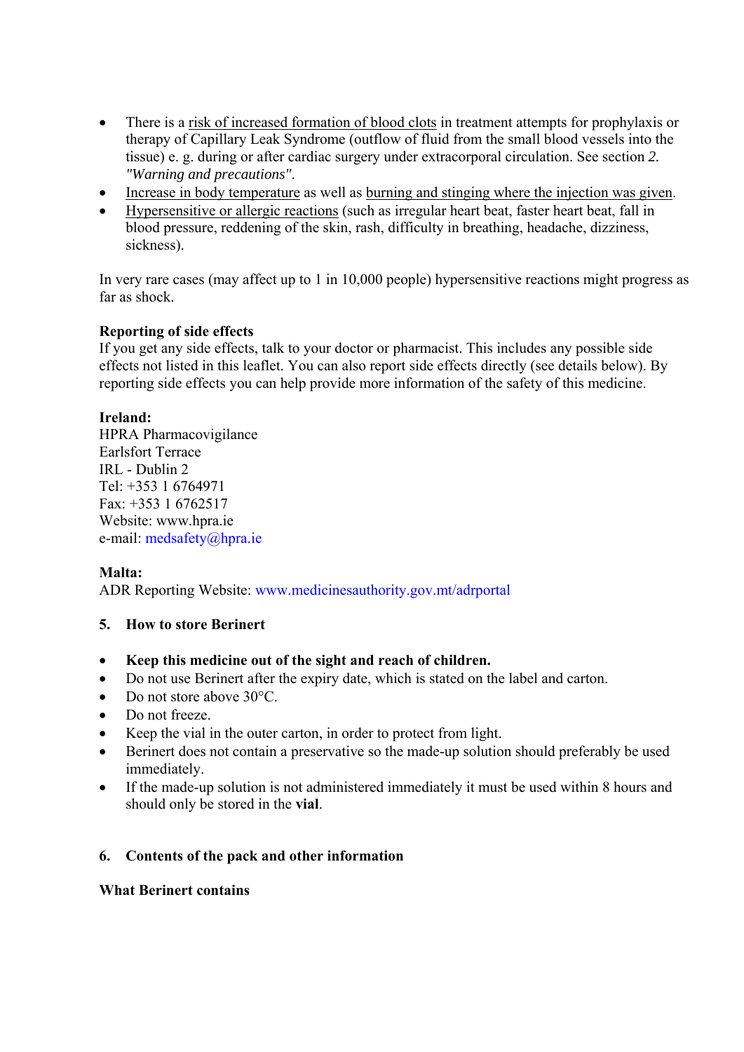- There is a risk of increased formation of blood clots in treatment attempts for prophylaxis or therapy of Capillary Leak Syndrome (outflow of fluid from the small blood vessels into the tissue) e. g. during or after cardiac surgery under extracorporal circulation. See section *2. "Warning and precautions"*.
- Increase in body temperature as well as burning and stinging where the injection was given.
- Hypersensitive or allergic reactions (such as irregular heart beat, faster heart beat, fall in blood pressure, reddening of the skin, rash, difficulty in breathing, headache, dizziness, sickness).

In very rare cases (may affect up to 1 in 10,000 people) hypersensitive reactions might progress as far as shock.

**Reporting of side effects**

If you get any side effects, talk to your doctor or pharmacist. This includes any possible side effects not listed in this leaflet. You can also report side effects directly (see details below). By reporting side effects you can help provide more information of the safety of this medicine.

**Ireland:**
HPRA Pharmacovigilance
Earlsfort Terrace
IRL - Dublin 2
Tel: +353 1 6764971
Fax: +353 1 6762517
Website: www.hpra.ie
e-mail: medsafety@hpra.ie

**Malta:**
ADR Reporting Website: www.medicinesauthority.gov.mt/adrportal

## 5. How to store Berinert

- **Keep this medicine out of the sight and reach of children.**
- Do not use Berinert after the expiry date, which is stated on the label and carton.
- Do not store above 30°C.
- Do not freeze.
- Keep the vial in the outer carton, in order to protect from light.
- Berinert does not contain a preservative so the made-up solution should preferably be used immediately.
- If the made-up solution is not administered immediately it must be used within 8 hours and should only be stored in the **vial**.

## 6. Contents of the pack and other information

**What Berinert contains**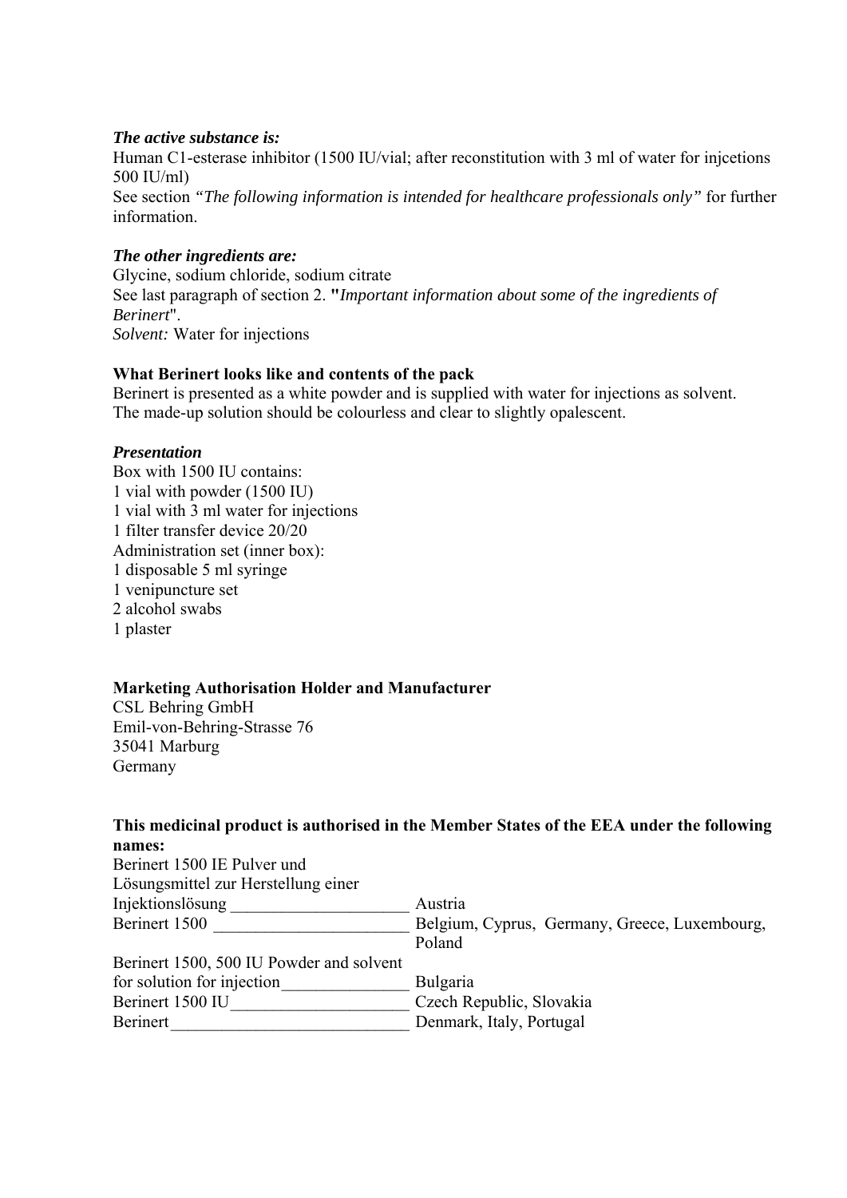***The active substance is:***
Human C1-esterase inhibitor (1500 IU/vial; after reconstitution with 3 ml of water for injcetions 500 IU/ml)
See section *"The following information is intended for healthcare professionals only"* for further information.

***The other ingredients are:***
Glycine, sodium chloride, sodium citrate
See last paragraph of section 2. **"***Important information about some of the ingredients of Berinert*".
*Solvent:* Water for injections

**What Berinert looks like and contents of the pack**
Berinert is presented as a white powder and is supplied with water for injections as solvent.
The made-up solution should be colourless and clear to slightly opalescent.

***Presentation***
Box with 1500 IU contains:
1 vial with powder (1500 IU)
1 vial with 3 ml water for injections
1 filter transfer device 20/20
Administration set (inner box):
1 disposable 5 ml syringe
1 venipuncture set
2 alcohol swabs
1 plaster

**Marketing Authorisation Holder and Manufacturer**
CSL Behring GmbH
Emil-von-Behring-Strasse 76
35041 Marburg
Germany

**This medicinal product is authorised in the Member States of the EEA under the following names:**

| | |
|---|---|
| Berinert 1500 IE Pulver und Lösungsmittel zur Herstellung einer Injektionslösung | Austria |
| Berinert 1500 | Belgium, Cyprus, Germany, Greece, Luxembourg, Poland |
| Berinert 1500, 500 IU Powder and solvent for solution for injection | Bulgaria |
| Berinert 1500 IU | Czech Republic, Slovakia |
| Berinert | Denmark, Italy, Portugal |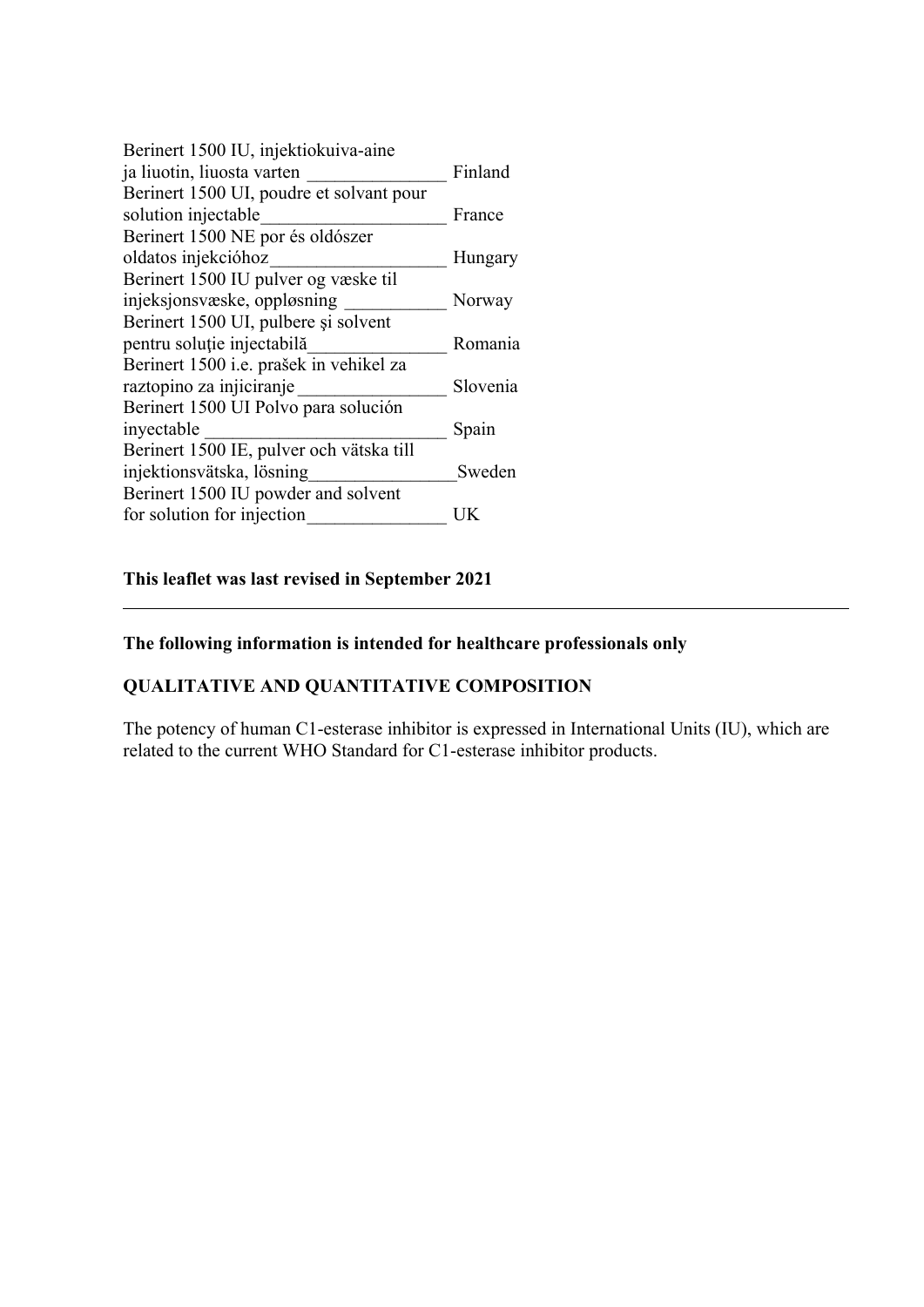| | |
|---|---|
| Berinert 1500 IU, injektiokuiva-aine ja liuotin, liuosta varten | Finland |
| Berinert 1500 UI, poudre et solvant pour solution injectable | France |
| Berinert 1500 NE por és oldószer oldatos injekcióhoz | Hungary |
| Berinert 1500 IU pulver og væske til injeksjonsvæske, oppløsning | Norway |
| Berinert 1500 UI, pulbere şi solvent pentru soluţie injectabilă | Romania |
| Berinert 1500 i.e. prašek in vehikel za raztopino za injiciranje | Slovenia |
| Berinert 1500 UI Polvo para solución inyectable | Spain |
| Berinert 1500 IE, pulver och vätska till injektionsvätska, lösning | Sweden |
| Berinert 1500 IU powder and solvent for solution for injection | UK |

**This leaflet was last revised in September 2021**

---

**The following information is intended for healthcare professionals only**

**QUALITATIVE AND QUANTITATIVE COMPOSITION**

The potency of human C1-esterase inhibitor is expressed in International Units (IU), which are related to the current WHO Standard for C1-esterase inhibitor products.